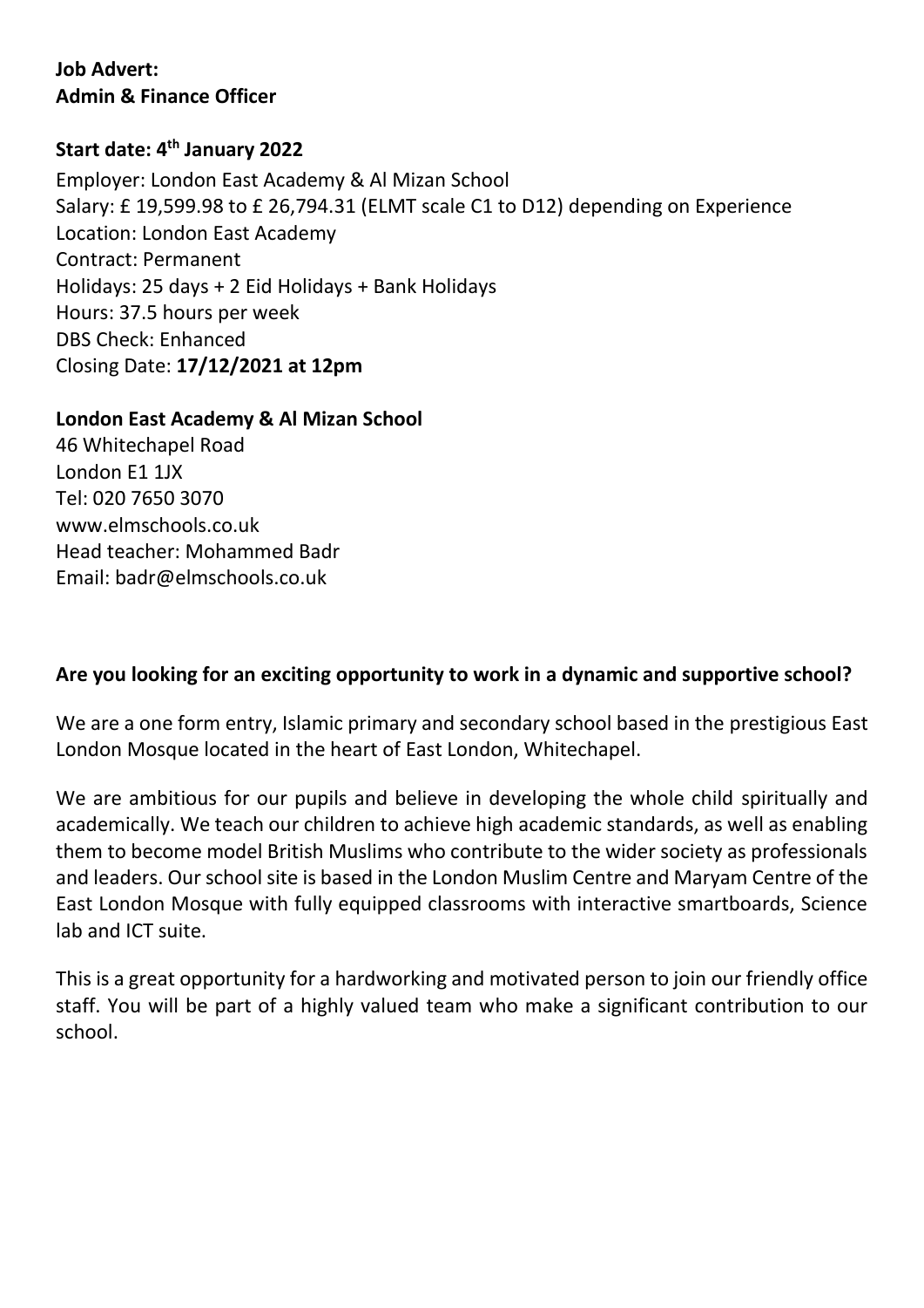**Job Advert:**
**Admin & Finance Officer**

**Start date: 4th January 2022**

Employer: London East Academy & Al Mizan School
Salary: £ 19,599.98 to £ 26,794.31 (ELMT scale C1 to D12) depending on Experience
Location: London East Academy
Contract: Permanent
Holidays: 25 days + 2 Eid Holidays + Bank Holidays
Hours: 37.5 hours per week
DBS Check: Enhanced
Closing Date: **17/12/2021 at 12pm**

**London East Academy & Al Mizan School**
46 Whitechapel Road
London E1 1JX
Tel: 020 7650 3070
www.elmschools.co.uk
Head teacher: Mohammed Badr
Email: badr@elmschools.co.uk

**Are you looking for an exciting opportunity to work in a dynamic and supportive school?**

We are a one form entry, Islamic primary and secondary school based in the prestigious East London Mosque located in the heart of East London, Whitechapel.

We are ambitious for our pupils and believe in developing the whole child spiritually and academically. We teach our children to achieve high academic standards, as well as enabling them to become model British Muslims who contribute to the wider society as professionals and leaders. Our school site is based in the London Muslim Centre and Maryam Centre of the East London Mosque with fully equipped classrooms with interactive smartboards, Science lab and ICT suite.

This is a great opportunity for a hardworking and motivated person to join our friendly office staff. You will be part of a highly valued team who make a significant contribution to our school.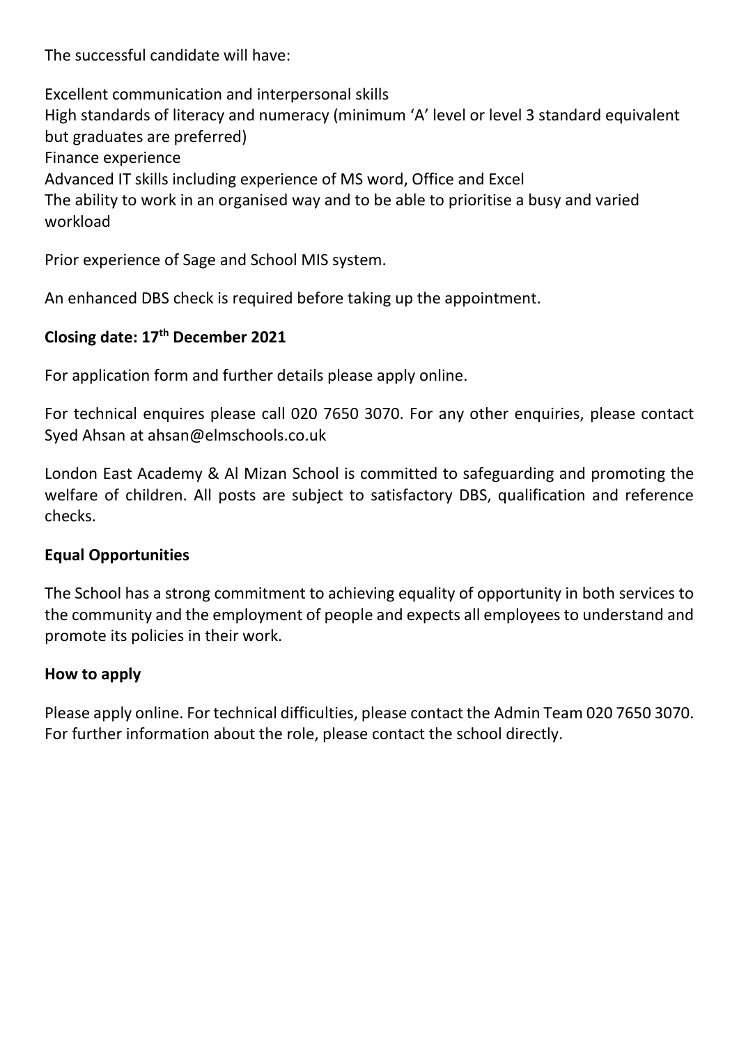The successful candidate will have:

Excellent communication and interpersonal skills
High standards of literacy and numeracy (minimum 'A' level or level 3 standard equivalent but graduates are preferred)
Finance experience
Advanced IT skills including experience of MS word, Office and Excel
The ability to work in an organised way and to be able to prioritise a busy and varied workload

Prior experience of Sage and School MIS system.

An enhanced DBS check is required before taking up the appointment.

**Closing date: 17th December 2021**

For application form and further details please apply online.

For technical enquires please call 020 7650 3070. For any other enquiries, please contact Syed Ahsan at ahsan@elmschools.co.uk

London East Academy & Al Mizan School is committed to safeguarding and promoting the welfare of children. All posts are subject to satisfactory DBS, qualification and reference checks.

**Equal Opportunities**

The School has a strong commitment to achieving equality of opportunity in both services to the community and the employment of people and expects all employees to understand and promote its policies in their work.

**How to apply**

Please apply online. For technical difficulties, please contact the Admin Team 020 7650 3070. For further information about the role, please contact the school directly.